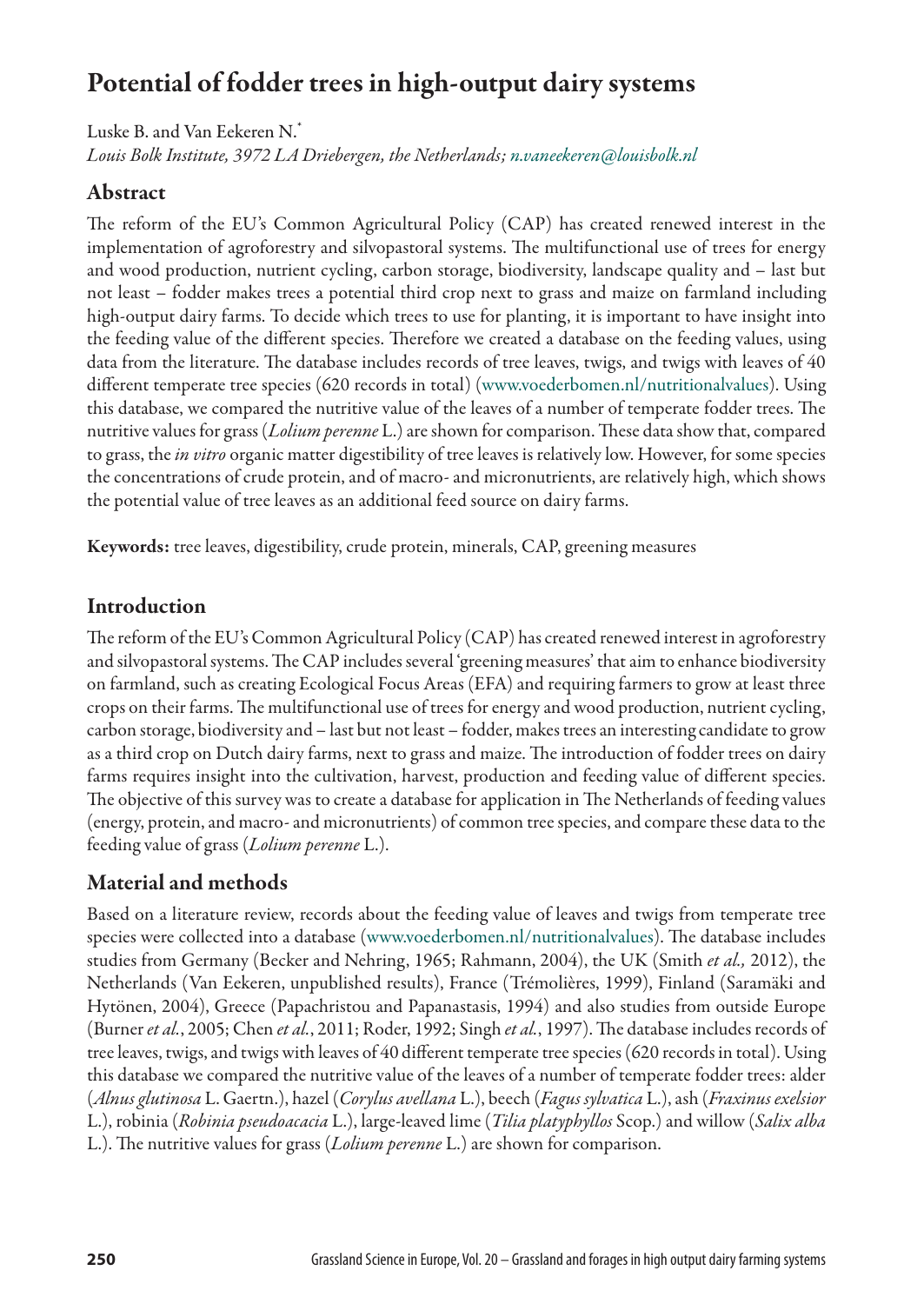# Potential of fodder trees in high-output dairy systems

Luske B. and Van Eekeren N.*

*Louis Bolk Institute, 3972 LA Driebergen, the Netherlands; n.vaneekeren@louisbolk.nl*

## Abstract

The reform of the EU's Common Agricultural Policy (CAP) has created renewed interest in the implementation of agroforestry and silvopastoral systems. The multifunctional use of trees for energy and wood production, nutrient cycling, carbon storage, biodiversity, landscape quality and – last but not least – fodder makes trees a potential third crop next to grass and maize on farmland including high-output dairy farms. To decide which trees to use for planting, it is important to have insight into the feeding value of the different species. Therefore we created a database on the feeding values, using data from the literature. The database includes records of tree leaves, twigs, and twigs with leaves of 40 different temperate tree species (620 records in total) (www.voederbomen.nl/nutritionalvalues). Using this database, we compared the nutritive value of the leaves of a number of temperate fodder trees. The nutritive values for grass (*Lolium perenne* L.) are shown for comparison. These data show that, compared to grass, the *in vitro* organic matter digestibility of tree leaves is relatively low. However, for some species the concentrations of crude protein, and of macro- and micronutrients, are relatively high, which shows the potential value of tree leaves as an additional feed source on dairy farms.

**Keywords:** tree leaves, digestibility, crude protein, minerals, CAP, greening measures

## Introduction

The reform of the EU's Common Agricultural Policy (CAP) has created renewed interest in agroforestry and silvopastoral systems. The CAP includes several 'greening measures' that aim to enhance biodiversity on farmland, such as creating Ecological Focus Areas (EFA) and requiring farmers to grow at least three crops on their farms. The multifunctional use of trees for energy and wood production, nutrient cycling, carbon storage, biodiversity and – last but not least – fodder, makes trees an interesting candidate to grow as a third crop on Dutch dairy farms, next to grass and maize. The introduction of fodder trees on dairy farms requires insight into the cultivation, harvest, production and feeding value of different species. The objective of this survey was to create a database for application in The Netherlands of feeding values (energy, protein, and macro- and micronutrients) of common tree species, and compare these data to the feeding value of grass (*Lolium perenne* L.).

## Material and methods

Based on a literature review, records about the feeding value of leaves and twigs from temperate tree species were collected into a database (www.voederbomen.nl/nutritionalvalues). The database includes studies from Germany (Becker and Nehring, 1965; Rahmann, 2004), the UK (Smith *et al.,* 2012), the Netherlands (Van Eekeren, unpublished results), France (Trémolières, 1999), Finland (Saramäki and Hytönen, 2004), Greece (Papachristou and Papanastasis, 1994) and also studies from outside Europe (Burner *et al.*, 2005; Chen *et al.*, 2011; Roder, 1992; Singh *et al.*, 1997). The database includes records of tree leaves, twigs, and twigs with leaves of 40 different temperate tree species (620 records in total). Using this database we compared the nutritive value of the leaves of a number of temperate fodder trees: alder (*Alnus glutinosa* L. Gaertn.), hazel (*Corylus avellana* L.), beech (*Fagus sylvatica* L.), ash (*Fraxinus exelsior* L.), robinia (*Robinia pseudoacacia* L.), large-leaved lime (*Tilia platyphyllos* Scop.) and willow (*Salix alba* L.). The nutritive values for grass (*Lolium perenne* L.) are shown for comparison.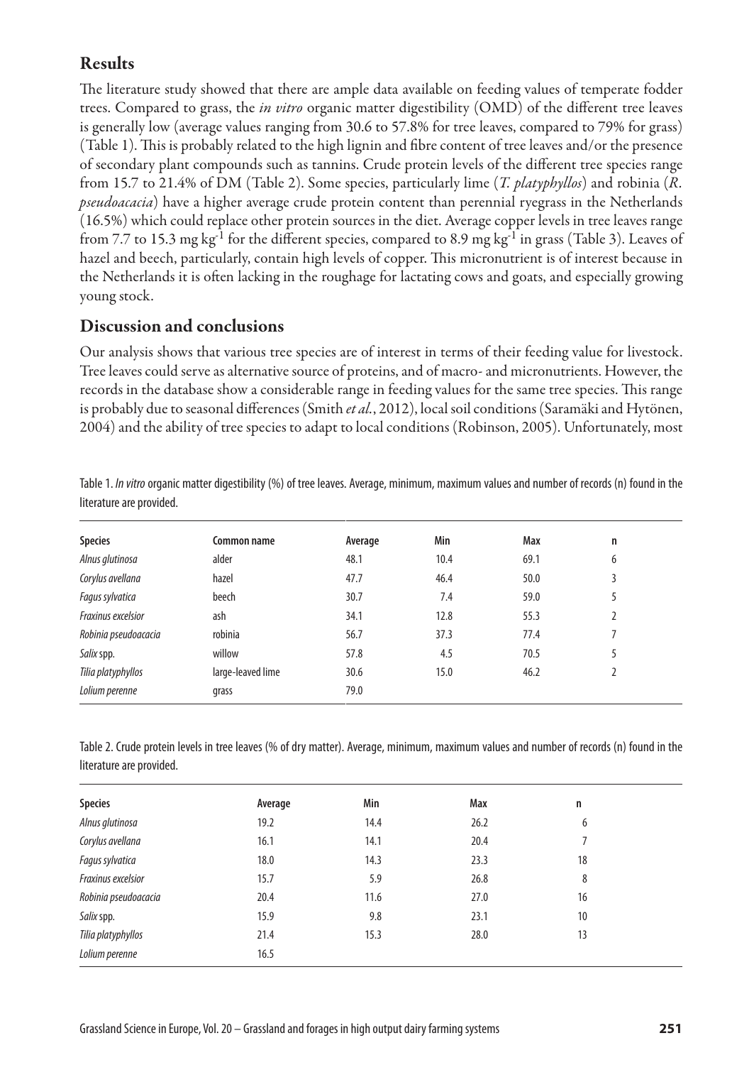## Results

The literature study showed that there are ample data available on feeding values of temperate fodder trees. Compared to grass, the *in vitro* organic matter digestibility (OMD) of the different tree leaves is generally low (average values ranging from 30.6 to 57.8% for tree leaves, compared to 79% for grass) (Table 1). This is probably related to the high lignin and fibre content of tree leaves and/or the presence of secondary plant compounds such as tannins. Crude protein levels of the different tree species range from 15.7 to 21.4% of DM (Table 2). Some species, particularly lime (*T. platyphyllos*) and robinia (*R. pseudoacacia*) have a higher average crude protein content than perennial ryegrass in the Netherlands (16.5%) which could replace other protein sources in the diet. Average copper levels in tree leaves range from 7.7 to 15.3 mg $kg^{-1}$ for the different species, compared to 8.9 mg $kg^{-1}$ in grass (Table 3). Leaves of hazel and beech, particularly, contain high levels of copper. This micronutrient is of interest because in the Netherlands it is often lacking in the roughage for lactating cows and goats, and especially growing young stock.

## Discussion and conclusions

Our analysis shows that various tree species are of interest in terms of their feeding value for livestock. Tree leaves could serve as alternative source of proteins, and of macro- and micronutrients. However, the records in the database show a considerable range in feeding values for the same tree species. This range is probably due to seasonal differences (Smith *et al.*, 2012), local soil conditions (Saramäki and Hytönen, 2004) and the ability of tree species to adapt to local conditions (Robinson, 2005). Unfortunately, most

Table 1. *In vitro* organic matter digestibility (%) of tree leaves. Average, minimum, maximum values and number of records (n) found in the literature are provided.

| Species | Common name | Average | Min | Max | n |
|---|---|---|---|---|---|
| *Alnus glutinosa* | alder | 48.1 | 10.4 | 69.1 | 6 |
| *Corylus avellana* | hazel | 47.7 | 46.4 | 50.0 | 3 |
| *Fagus sylvatica* | beech | 30.7 | 7.4 | 59.0 | 5 |
| *Fraxinus excelsior* | ash | 34.1 | 12.8 | 55.3 | 2 |
| *Robinia pseudoacacia* | robinia | 56.7 | 37.3 | 77.4 | 7 |
| *Salix* spp. | willow | 57.8 | 4.5 | 70.5 | 5 |
| *Tilia platyphyllos* | large-leaved lime | 30.6 | 15.0 | 46.2 | 2 |
| *Lolium perenne* | grass | 79.0 | | | |

Table 2. Crude protein levels in tree leaves (% of dry matter). Average, minimum, maximum values and number of records (n) found in the literature are provided.

| Species | Average | Min | Max | n |
|---|---|---|---|---|
| *Alnus glutinosa* | 19.2 | 14.4 | 26.2 | 6 |
| *Corylus avellana* | 16.1 | 14.1 | 20.4 | 7 |
| *Fagus sylvatica* | 18.0 | 14.3 | 23.3 | 18 |
| *Fraxinus excelsior* | 15.7 | 5.9 | 26.8 | 8 |
| *Robinia pseudoacacia* | 20.4 | 11.6 | 27.0 | 16 |
| *Salix* spp. | 15.9 | 9.8 | 23.1 | 10 |
| *Tilia platyphyllos* | 21.4 | 15.3 | 28.0 | 13 |
| *Lolium perenne* | 16.5 | | | |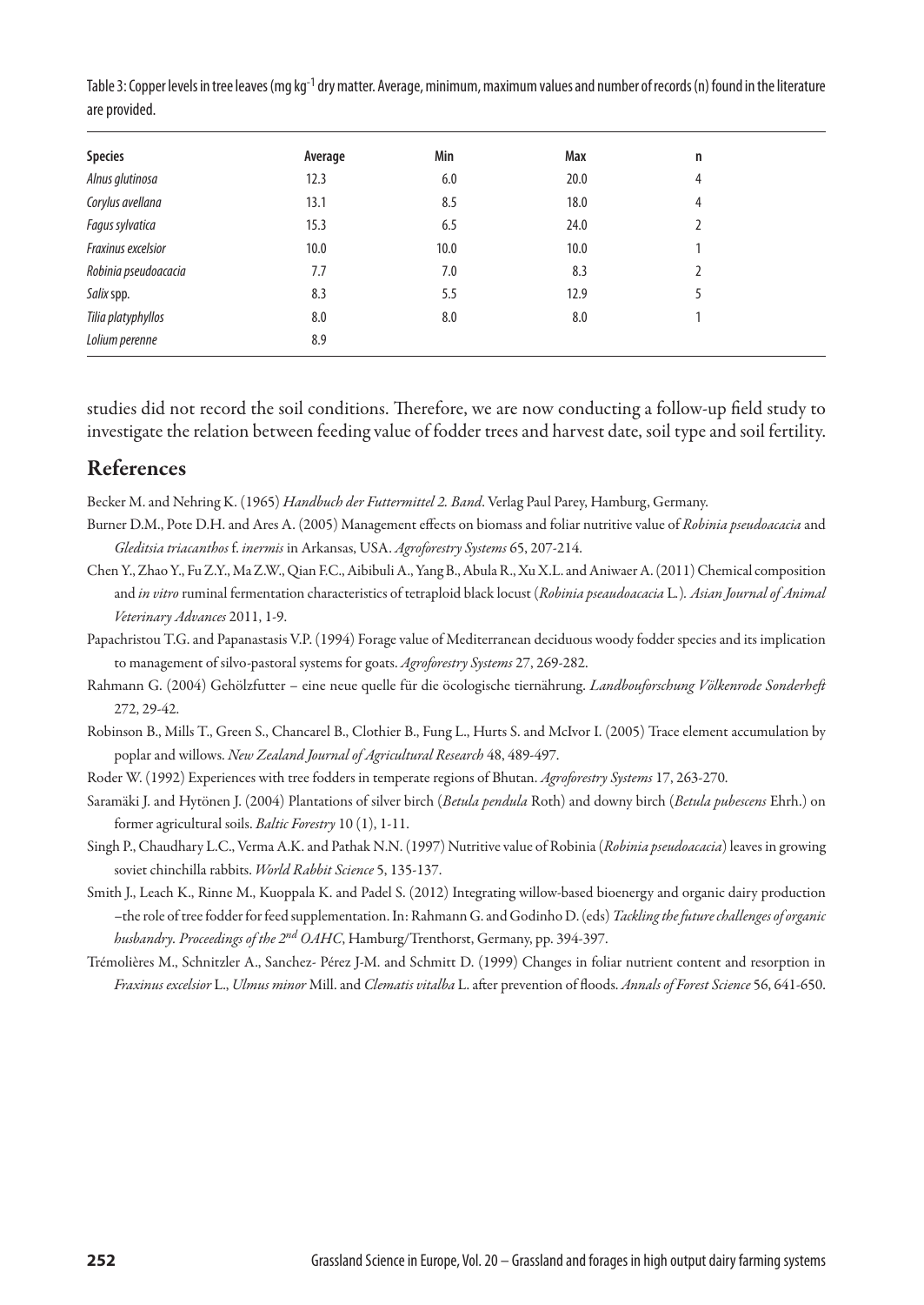Table 3: Copper levels in tree leaves (mg kg$^{-1}$ dry matter. Average, minimum, maximum values and number of records (n) found in the literature are provided.

| Species | Average | Min | Max | n |
|---|---|---|---|---|
| *Alnus glutinosa* | 12.3 | 6.0 | 20.0 | 4 |
| *Corylus avellana* | 13.1 | 8.5 | 18.0 | 4 |
| *Fagus sylvatica* | 15.3 | 6.5 | 24.0 | 2 |
| *Fraxinus excelsior* | 10.0 | 10.0 | 10.0 | 1 |
| *Robinia pseudoacacia* | 7.7 | 7.0 | 8.3 | 2 |
| *Salix* spp. | 8.3 | 5.5 | 12.9 | 5 |
| *Tilia platyphyllos* | 8.0 | 8.0 | 8.0 | 1 |
| *Lolium perenne* | 8.9 | | | |

studies did not record the soil conditions. Therefore, we are now conducting a follow-up field study to investigate the relation between feeding value of fodder trees and harvest date, soil type and soil fertility.

## References

Becker M. and Nehring K. (1965) *Handbuch der Futtermittel 2. Band*. Verlag Paul Parey, Hamburg, Germany.

Burner D.M., Pote D.H. and Ares A. (2005) Management effects on biomass and foliar nutritive value of *Robinia pseudoacacia* and *Gleditsia triacanthos* f. *inermis* in Arkansas, USA. *Agroforestry Systems* 65, 207-214.

Chen Y., Zhao Y., Fu Z.Y., Ma Z.W., Qian F.C., Aibibuli A., Yang B., Abula R., Xu X.L. and Aniwaer A. (2011) Chemical composition and *in vitro* ruminal fermentation characteristics of tetraploid black locust (*Robinia pseaudoacacia* L.). *Asian Journal of Animal Veterinary Advances* 2011, 1-9.

Papachristou T.G. and Papanastasis V.P. (1994) Forage value of Mediterranean deciduous woody fodder species and its implication to management of silvo-pastoral systems for goats. *Agroforestry Systems* 27, 269-282.

Rahmann G. (2004) Gehölzfutter – eine neue quelle für die öcologische tiernährung. *Landbouforschung Völkenrode Sonderheft* 272, 29-42.

Robinson B., Mills T., Green S., Chancarel B., Clothier B., Fung L., Hurts S. and McIvor I. (2005) Trace element accumulation by poplar and willows. *New Zealand Journal of Agricultural Research* 48, 489-497.

Roder W. (1992) Experiences with tree fodders in temperate regions of Bhutan. *Agroforestry Systems* 17, 263-270.

Saramäki J. and Hytönen J. (2004) Plantations of silver birch (*Betula pendula* Roth) and downy birch (*Betula pubescens* Ehrh.) on former agricultural soils. *Baltic Forestry* 10 (1), 1-11.

Singh P., Chaudhary L.C., Verma A.K. and Pathak N.N. (1997) Nutritive value of Robinia (*Robinia pseudoacacia*) leaves in growing soviet chinchilla rabbits. *World Rabbit Science* 5, 135-137.

Smith J., Leach K., Rinne M., Kuoppala K. and Padel S. (2012) Integrating willow-based bioenergy and organic dairy production –the role of tree fodder for feed supplementation. In: Rahmann G. and Godinho D. (eds) *Tackling the future challenges of organic husbandry. Proceedings of the 2nd OAHC*, Hamburg/Trenthorst, Germany, pp. 394-397.

Trémolières M., Schnitzler A., Sanchez- Pérez J-M. and Schmitt D. (1999) Changes in foliar nutrient content and resorption in *Fraxinus excelsior* L., *Ulmus minor* Mill. and *Clematis vitalba* L. after prevention of floods. *Annals of Forest Science* 56, 641-650.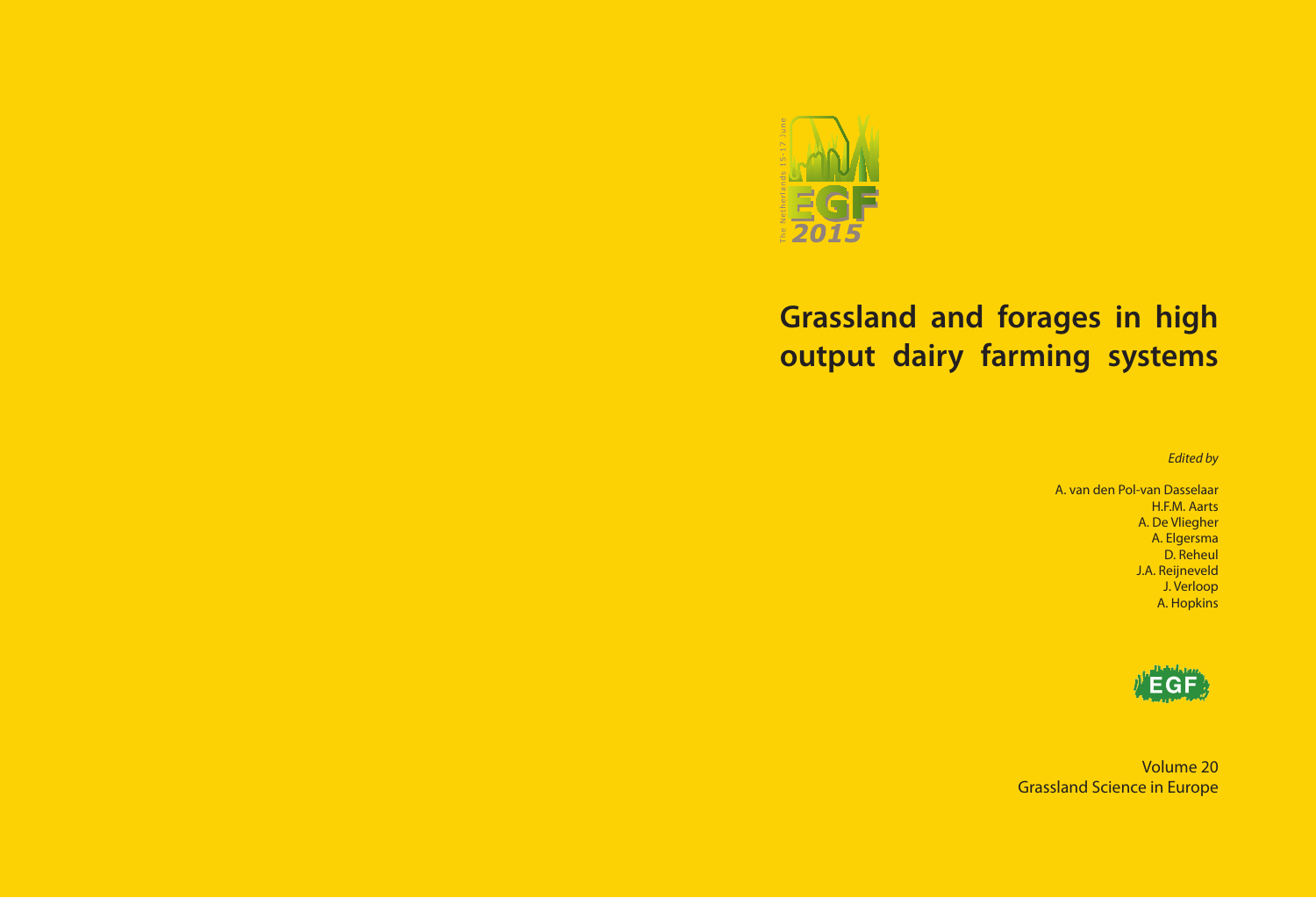# Grassland and forages in high output dairy farming systems

*Edited by*

A. van den Pol-van Dasselaar
H.F.M. Aarts
A. De Vliegher
A. Elgersma
D. Reheul
J.A. Reijneveld
J. Verloop
A. Hopkins

Volume 20
Grassland Science in Europe